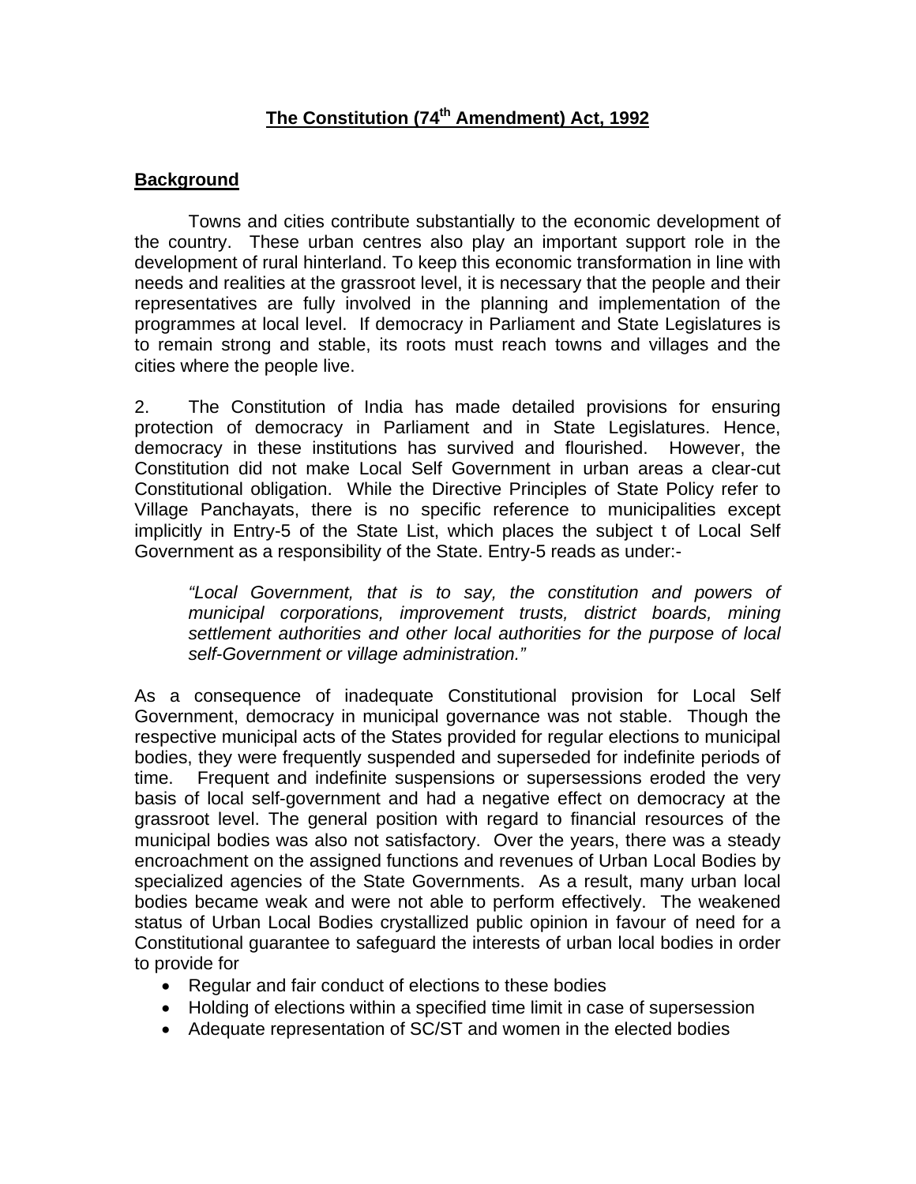# The Constitution (74th Amendment) Act, 1992

## Background

Towns and cities contribute substantially to the economic development of the country. These urban centres also play an important support role in the development of rural hinterland. To keep this economic transformation in line with needs and realities at the grassroot level, it is necessary that the people and their representatives are fully involved in the planning and implementation of the programmes at local level. If democracy in Parliament and State Legislatures is to remain strong and stable, its roots must reach towns and villages and the cities where the people live.

2. The Constitution of India has made detailed provisions for ensuring protection of democracy in Parliament and in State Legislatures. Hence, democracy in these institutions has survived and flourished. However, the Constitution did not make Local Self Government in urban areas a clear-cut Constitutional obligation. While the Directive Principles of State Policy refer to Village Panchayats, there is no specific reference to municipalities except implicitly in Entry-5 of the State List, which places the subject t of Local Self Government as a responsibility of the State. Entry-5 reads as under:-

> *"Local Government, that is to say, the constitution and powers of municipal corporations, improvement trusts, district boards, mining settlement authorities and other local authorities for the purpose of local self-Government or village administration."*

As a consequence of inadequate Constitutional provision for Local Self Government, democracy in municipal governance was not stable. Though the respective municipal acts of the States provided for regular elections to municipal bodies, they were frequently suspended and superseded for indefinite periods of time. Frequent and indefinite suspensions or supersessions eroded the very basis of local self-government and had a negative effect on democracy at the grassroot level. The general position with regard to financial resources of the municipal bodies was also not satisfactory. Over the years, there was a steady encroachment on the assigned functions and revenues of Urban Local Bodies by specialized agencies of the State Governments. As a result, many urban local bodies became weak and were not able to perform effectively. The weakened status of Urban Local Bodies crystallized public opinion in favour of need for a Constitutional guarantee to safeguard the interests of urban local bodies in order to provide for

- Regular and fair conduct of elections to these bodies
- Holding of elections within a specified time limit in case of supersession
- Adequate representation of SC/ST and women in the elected bodies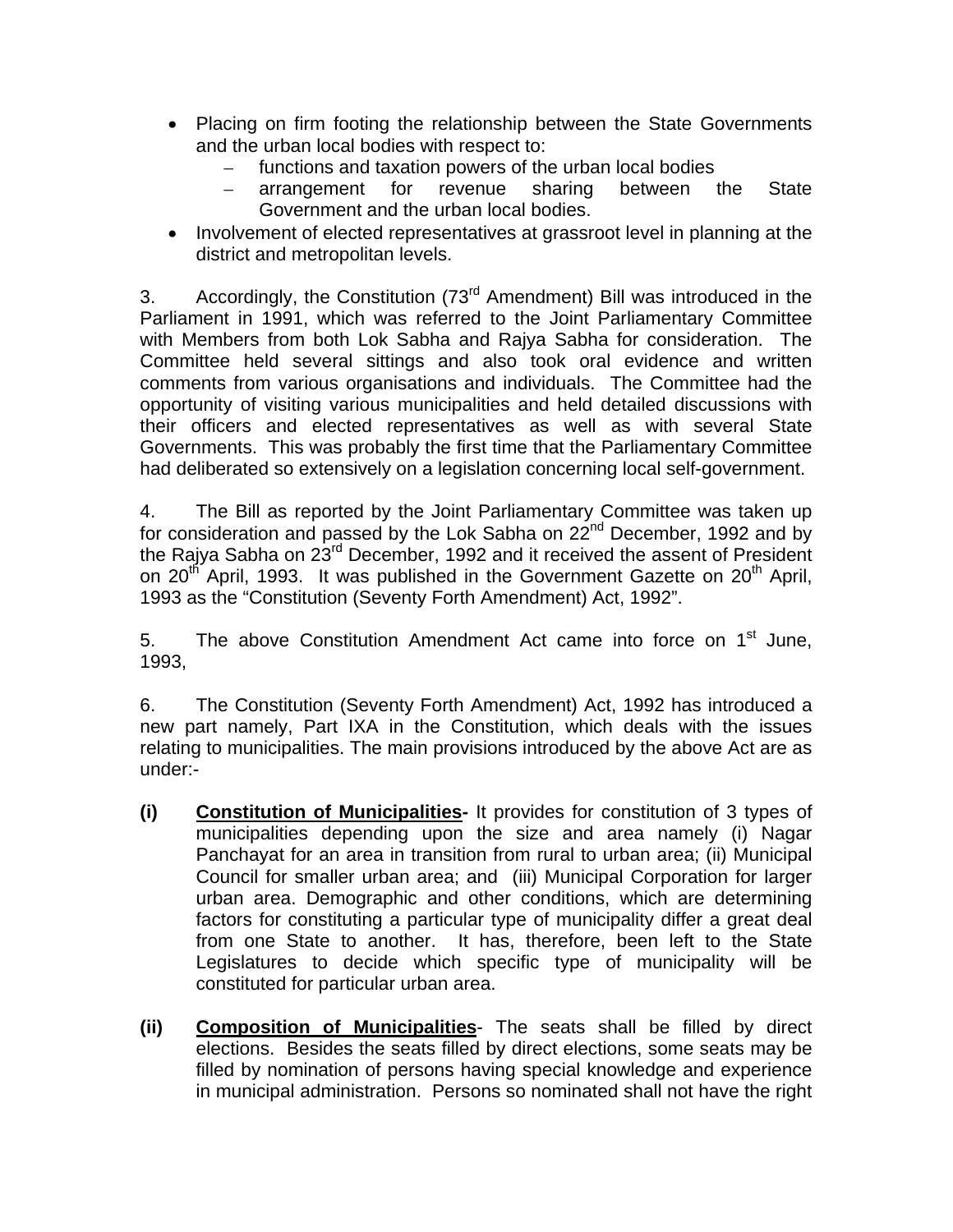- Placing on firm footing the relationship between the State Governments and the urban local bodies with respect to:
    - functions and taxation powers of the urban local bodies
    - arrangement for revenue sharing between the State Government and the urban local bodies.
- Involvement of elected representatives at grassroot level in planning at the district and metropolitan levels.

3. Accordingly, the Constitution (73rd Amendment) Bill was introduced in the Parliament in 1991, which was referred to the Joint Parliamentary Committee with Members from both Lok Sabha and Rajya Sabha for consideration. The Committee held several sittings and also took oral evidence and written comments from various organisations and individuals. The Committee had the opportunity of visiting various municipalities and held detailed discussions with their officers and elected representatives as well as with several State Governments. This was probably the first time that the Parliamentary Committee had deliberated so extensively on a legislation concerning local self-government.

4. The Bill as reported by the Joint Parliamentary Committee was taken up for consideration and passed by the Lok Sabha on 22nd December, 1992 and by the Rajya Sabha on 23rd December, 1992 and it received the assent of President on 20th April, 1993. It was published in the Government Gazette on 20th April, 1993 as the "Constitution (Seventy Forth Amendment) Act, 1992".

5. The above Constitution Amendment Act came into force on 1st June, 1993,

6. The Constitution (Seventy Forth Amendment) Act, 1992 has introduced a new part namely, Part IXA in the Constitution, which deals with the issues relating to municipalities. The main provisions introduced by the above Act are as under:-

**(i)** **Constitution of Municipalities-** It provides for constitution of 3 types of municipalities depending upon the size and area namely (i) Nagar Panchayat for an area in transition from rural to urban area; (ii) Municipal Council for smaller urban area; and (iii) Municipal Corporation for larger urban area. Demographic and other conditions, which are determining factors for constituting a particular type of municipality differ a great deal from one State to another. It has, therefore, been left to the State Legislatures to decide which specific type of municipality will be constituted for particular urban area.

**(ii)** **Composition of Municipalities**- The seats shall be filled by direct elections. Besides the seats filled by direct elections, some seats may be filled by nomination of persons having special knowledge and experience in municipal administration. Persons so nominated shall not have the right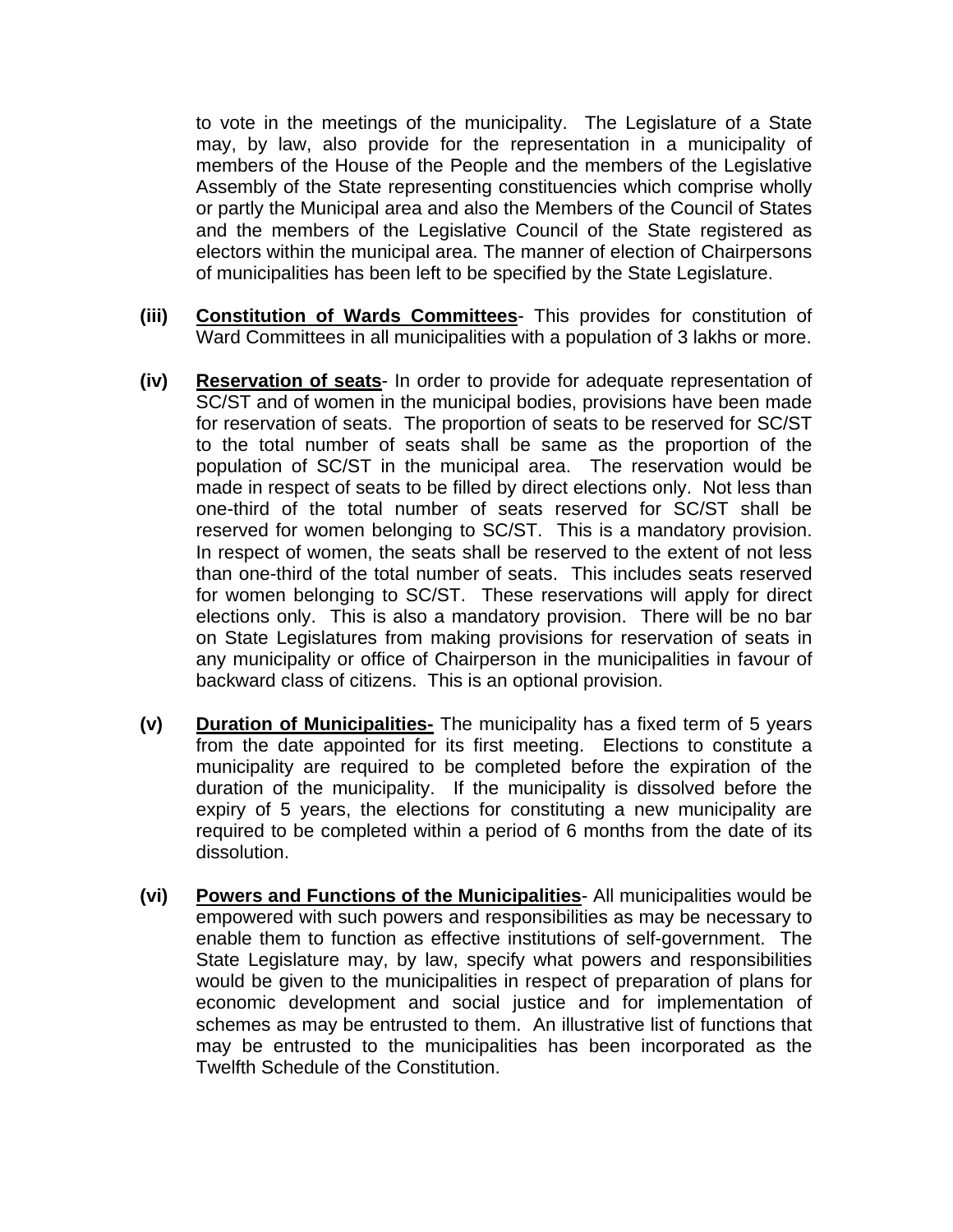to vote in the meetings of the municipality. The Legislature of a State may, by law, also provide for the representation in a municipality of members of the House of the People and the members of the Legislative Assembly of the State representing constituencies which comprise wholly or partly the Municipal area and also the Members of the Council of States and the members of the Legislative Council of the State registered as electors within the municipal area. The manner of election of Chairpersons of municipalities has been left to be specified by the State Legislature.

**(iii)** **<u>Constitution of Wards Committees</u>**- This provides for constitution of Ward Committees in all municipalities with a population of 3 lakhs or more.

**(iv)** **<u>Reservation of seats</u>**- In order to provide for adequate representation of SC/ST and of women in the municipal bodies, provisions have been made for reservation of seats. The proportion of seats to be reserved for SC/ST to the total number of seats shall be same as the proportion of the population of SC/ST in the municipal area. The reservation would be made in respect of seats to be filled by direct elections only. Not less than one-third of the total number of seats reserved for SC/ST shall be reserved for women belonging to SC/ST. This is a mandatory provision. In respect of women, the seats shall be reserved to the extent of not less than one-third of the total number of seats. This includes seats reserved for women belonging to SC/ST. These reservations will apply for direct elections only. This is also a mandatory provision. There will be no bar on State Legislatures from making provisions for reservation of seats in any municipality or office of Chairperson in the municipalities in favour of backward class of citizens. This is an optional provision.

**(v)** **<u>Duration of Municipalities-</u>** The municipality has a fixed term of 5 years from the date appointed for its first meeting. Elections to constitute a municipality are required to be completed before the expiration of the duration of the municipality. If the municipality is dissolved before the expiry of 5 years, the elections for constituting a new municipality are required to be completed within a period of 6 months from the date of its dissolution.

**(vi)** **<u>Powers and Functions of the Municipalities</u>**- All municipalities would be empowered with such powers and responsibilities as may be necessary to enable them to function as effective institutions of self-government. The State Legislature may, by law, specify what powers and responsibilities would be given to the municipalities in respect of preparation of plans for economic development and social justice and for implementation of schemes as may be entrusted to them. An illustrative list of functions that may be entrusted to the municipalities has been incorporated as the Twelfth Schedule of the Constitution.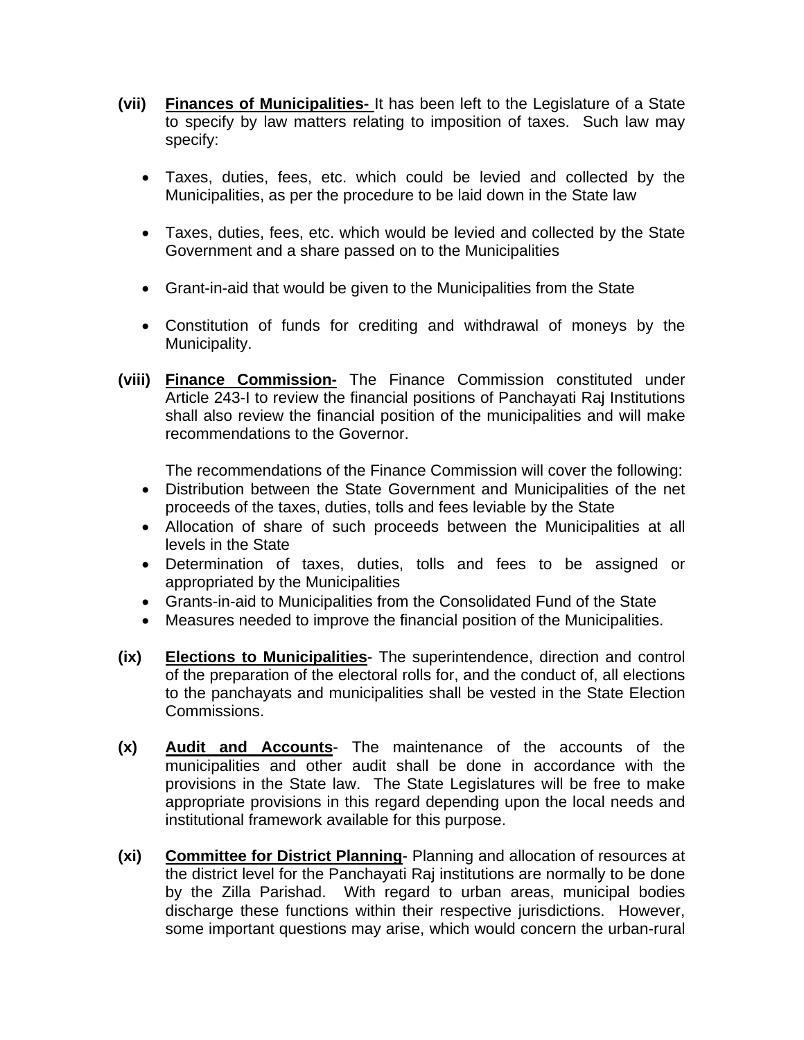**(vii)** **<u>Finances of Municipalities-</u>** It has been left to the Legislature of a State to specify by law matters relating to imposition of taxes. Such law may specify:

- Taxes, duties, fees, etc. which could be levied and collected by the Municipalities, as per the procedure to be laid down in the State law

- Taxes, duties, fees, etc. which would be levied and collected by the State Government and a share passed on to the Municipalities

- Grant-in-aid that would be given to the Municipalities from the State

- Constitution of funds for crediting and withdrawal of moneys by the Municipality.

**(viii)** **<u>Finance Commission-</u>** The Finance Commission constituted under Article 243-I to review the financial positions of Panchayati Raj Institutions shall also review the financial position of the municipalities and will make recommendations to the Governor.

The recommendations of the Finance Commission will cover the following:

- Distribution between the State Government and Municipalities of the net proceeds of the taxes, duties, tolls and fees leviable by the State
- Allocation of share of such proceeds between the Municipalities at all levels in the State
- Determination of taxes, duties, tolls and fees to be assigned or appropriated by the Municipalities
- Grants-in-aid to Municipalities from the Consolidated Fund of the State
- Measures needed to improve the financial position of the Municipalities.

**(ix)** **<u>Elections to Municipalities</u>**- The superintendence, direction and control of the preparation of the electoral rolls for, and the conduct of, all elections to the panchayats and municipalities shall be vested in the State Election Commissions.

**(x)** **<u>Audit and Accounts</u>**- The maintenance of the accounts of the municipalities and other audit shall be done in accordance with the provisions in the State law. The State Legislatures will be free to make appropriate provisions in this regard depending upon the local needs and institutional framework available for this purpose.

**(xi)** **<u>Committee for District Planning</u>**- Planning and allocation of resources at the district level for the Panchayati Raj institutions are normally to be done by the Zilla Parishad. With regard to urban areas, municipal bodies discharge these functions within their respective jurisdictions. However, some important questions may arise, which would concern the urban-rural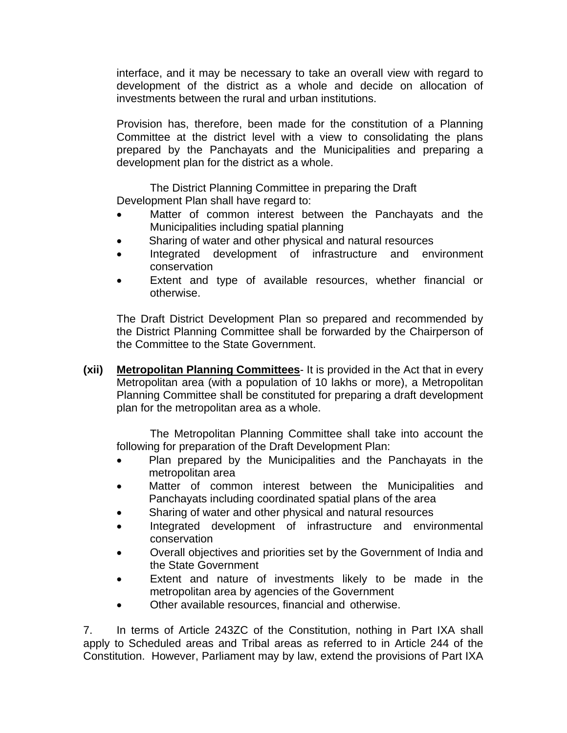interface, and it may be necessary to take an overall view with regard to development of the district as a whole and decide on allocation of investments between the rural and urban institutions.

Provision has, therefore, been made for the constitution of a Planning Committee at the district level with a view to consolidating the plans prepared by the Panchayats and the Municipalities and preparing a development plan for the district as a whole.

The District Planning Committee in preparing the Draft Development Plan shall have regard to:

- Matter of common interest between the Panchayats and the Municipalities including spatial planning
- Sharing of water and other physical and natural resources
- Integrated development of infrastructure and environment conservation
- Extent and type of available resources, whether financial or otherwise.

The Draft District Development Plan so prepared and recommended by the District Planning Committee shall be forwarded by the Chairperson of the Committee to the State Government.

**(xii)** **<u>Metropolitan Planning Committees</u>**- It is provided in the Act that in every Metropolitan area (with a population of 10 lakhs or more), a Metropolitan Planning Committee shall be constituted for preparing a draft development plan for the metropolitan area as a whole.

The Metropolitan Planning Committee shall take into account the following for preparation of the Draft Development Plan:

- Plan prepared by the Municipalities and the Panchayats in the metropolitan area
- Matter of common interest between the Municipalities and Panchayats including coordinated spatial plans of the area
- Sharing of water and other physical and natural resources
- Integrated development of infrastructure and environmental conservation
- Overall objectives and priorities set by the Government of India and the State Government
- Extent and nature of investments likely to be made in the metropolitan area by agencies of the Government
- Other available resources, financial and otherwise.

7. In terms of Article 243ZC of the Constitution, nothing in Part IXA shall apply to Scheduled areas and Tribal areas as referred to in Article 244 of the Constitution. However, Parliament may by law, extend the provisions of Part IXA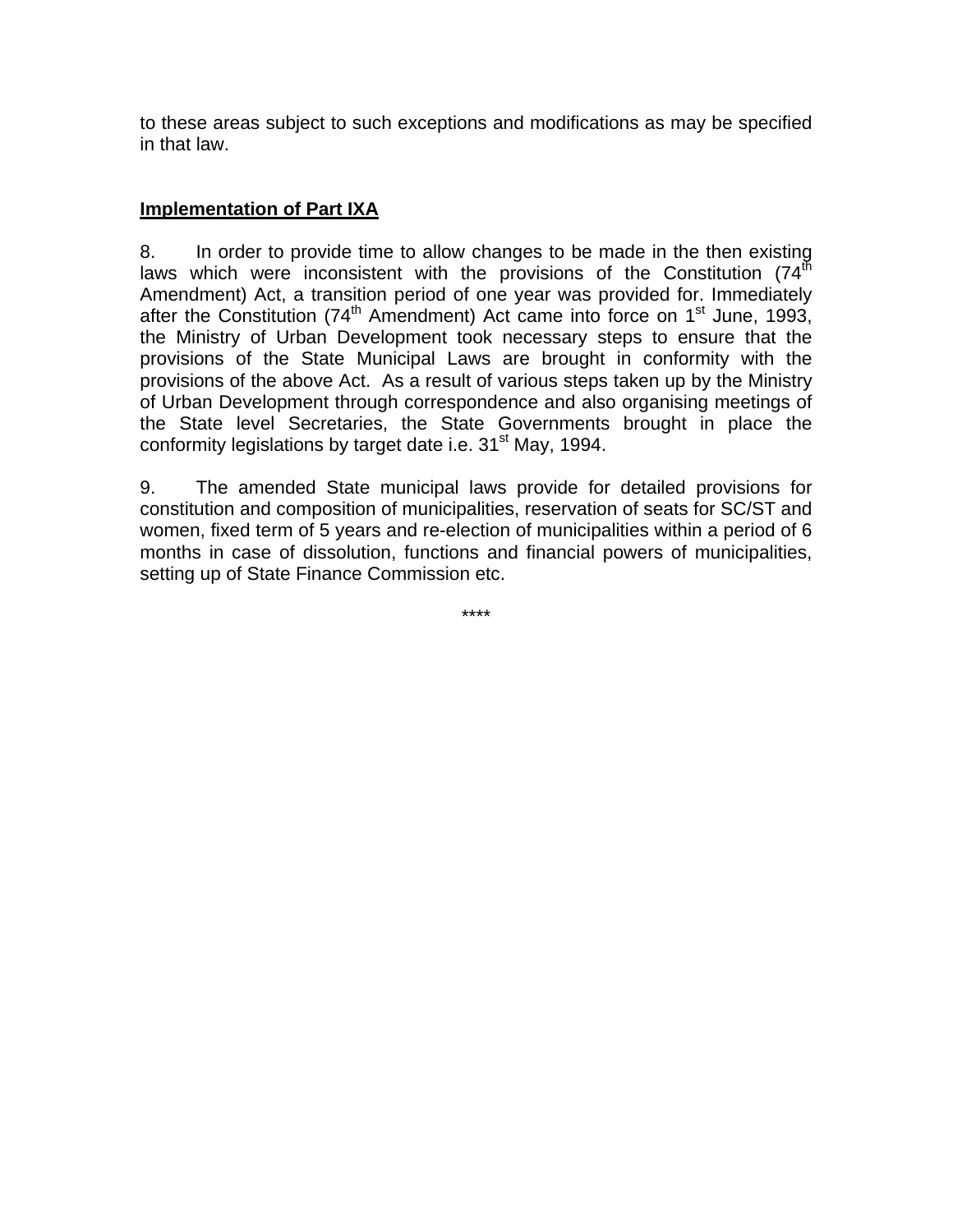to these areas subject to such exceptions and modifications as may be specified in that law.

**Implementation of Part IXA**

8. In order to provide time to allow changes to be made in the then existing laws which were inconsistent with the provisions of the Constitution (74th Amendment) Act, a transition period of one year was provided for. Immediately after the Constitution (74th Amendment) Act came into force on 1st June, 1993, the Ministry of Urban Development took necessary steps to ensure that the provisions of the State Municipal Laws are brought in conformity with the provisions of the above Act. As a result of various steps taken up by the Ministry of Urban Development through correspondence and also organising meetings of the State level Secretaries, the State Governments brought in place the conformity legislations by target date i.e. 31st May, 1994.

9. The amended State municipal laws provide for detailed provisions for constitution and composition of municipalities, reservation of seats for SC/ST and women, fixed term of 5 years and re-election of municipalities within a period of 6 months in case of dissolution, functions and financial powers of municipalities, setting up of State Finance Commission etc.

****